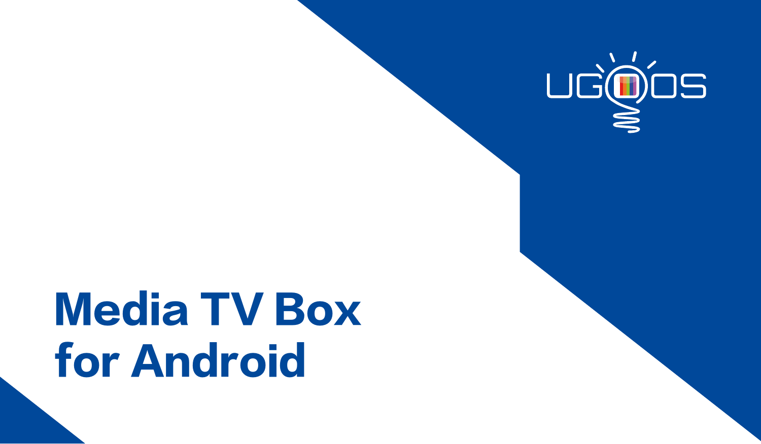UGOOS

# Media TV Box for Android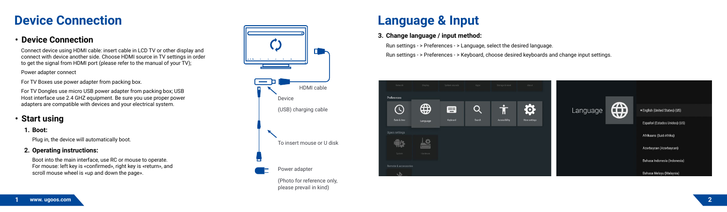# Device Connection

## • Device Connection

Connect device using HDMI cable: insert cable in LCD TV or other display and connect with device another side. Choose HDMI source in TV settings in order to get the signal from HDMI port (please refer to the manual of your TV);

Power adapter connect

For TV Boxes use power adapter from packing box.

For TV Dongles use micro USB power adapter from packing box; USB Host interface use 2.4 GHZ equipment. Be sure you use proper power adapters are compatible with devices and your electrical system.

## • Start using

### 1. Boot:

Plug in, the device will automatically boot.

### 2. Operating instructions:

Boot into the main interface, use RC or mouse to operate. For mouse: left key is «confirmed», right key is «return», and scroll mouse wheel is «up and down the page».

HDMI cable

Device

(USB) charging cable

To insert mouse or U disk

Power adapter

(Photo for reference only, please prevail in kind)

# Language & Input

### 3. Change language / input method:

Run settings - > Preferences - > Language, select the desired language.

Run settings - > Preferences - > Keyboard, choose desired keyboards and change input settings.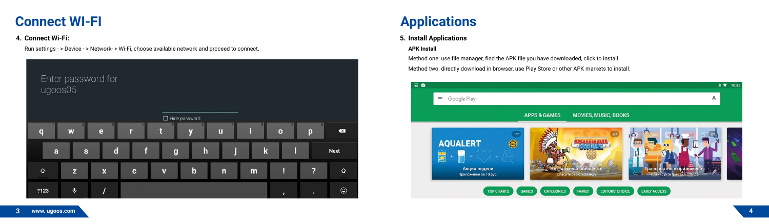# Connect WI-FI

**4. Connect Wi-Fi:**

Run settings - > Device - > Network- > Wi-Fi, choose available network and proceed to connect.

# Applications

**5. Install Applications**

**APK Install**

Method one: use file manager, find the APK file you have downloaded, click to install.

Method two: directly download in browser, use Play Store or other APK markets to install.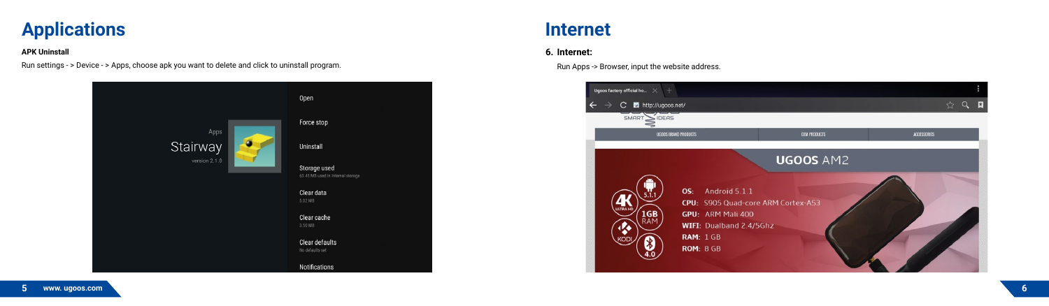# Applications

**APK Uninstall**

Run settings - > Device - > Apps, choose apk you want to delete and click to uninstall program.

# Internet

**6. Internet:**

Run Apps -> Browser, input the website address.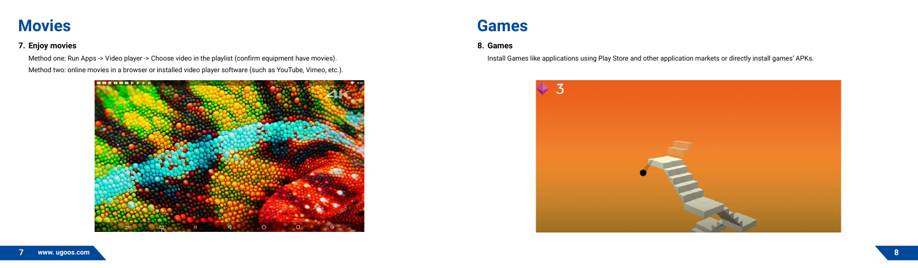# Movies

## 7. Enjoy movies

Method one: Run Apps -> Video player -> Choose video in the playlist (confirm equipment have movies).

Method two: online movies in a browser or installed video player software (such as YouTube, Vimeo, etc.).

# Games

## 8. Games

Install Games like applications using Play Store and other application markets or directly install games' APKs.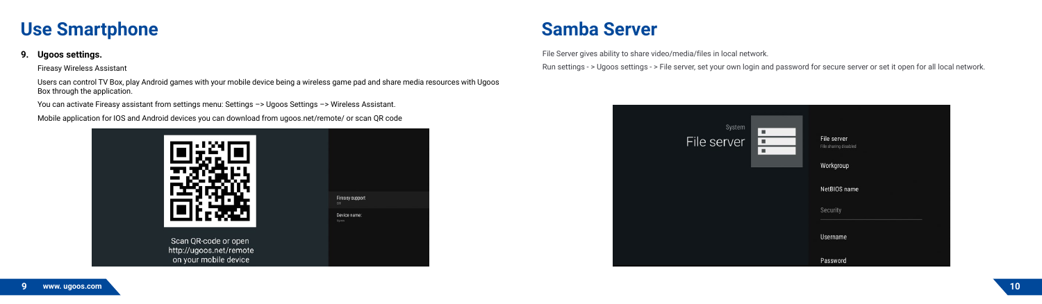# Use Smartphone

**9. Ugoos settings.**

Fireasy Wireless Assistant

Users can control TV Box, play Android games with your mobile device being a wireless game pad and share media resources with Ugoos Box through the application.

You can activate Fireasy assistant from settings menu: Settings –> Ugoos Settings –> Wireless Assistant.

Mobile application for IOS and Android devices you can download from ugoos.net/remote/ or scan QR code

# Samba Server

File Server gives ability to share video/media/files in local network.

Run settings - > Ugoos settings - > File server, set your own login and password for secure server or set it open for all local network.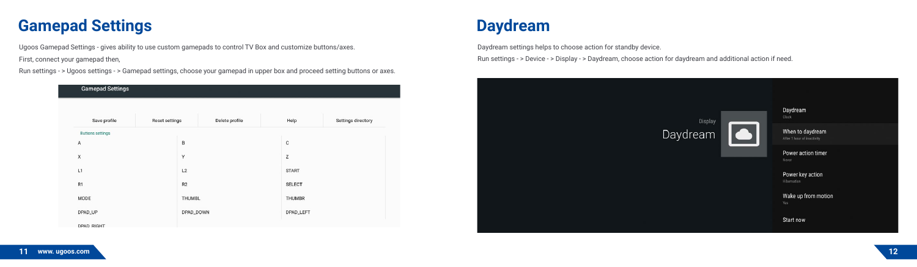# Gamepad Settings

Ugoos Gamepad Settings - gives ability to use custom gamepads to control TV Box and customize buttons/axes.

First, connect your gamepad then,

Run settings - > Ugoos settings - > Gamepad settings, choose your gamepad in upper box and proceed setting buttons or axes.

# Daydream

Daydream settings helps to choose action for standby device.

Run settings - > Device - > Display - > Daydream, choose action for daydream and additional action if need.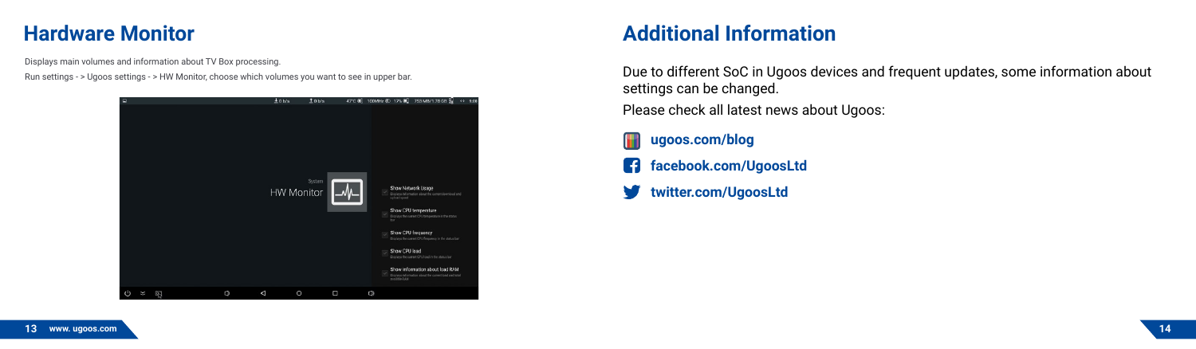## Hardware Monitor

Displays main volumes and information about TV Box processing.

Run settings - > Ugoos settings - > HW Monitor, choose which volumes you want to see in upper bar.

## Additional Information

Due to different SoC in Ugoos devices and frequent updates, some information about settings can be changed.

Please check all latest news about Ugoos:

- **ugoos.com/blog**
- **facebook.com/UgoosLtd**
- **twitter.com/UgoosLtd**